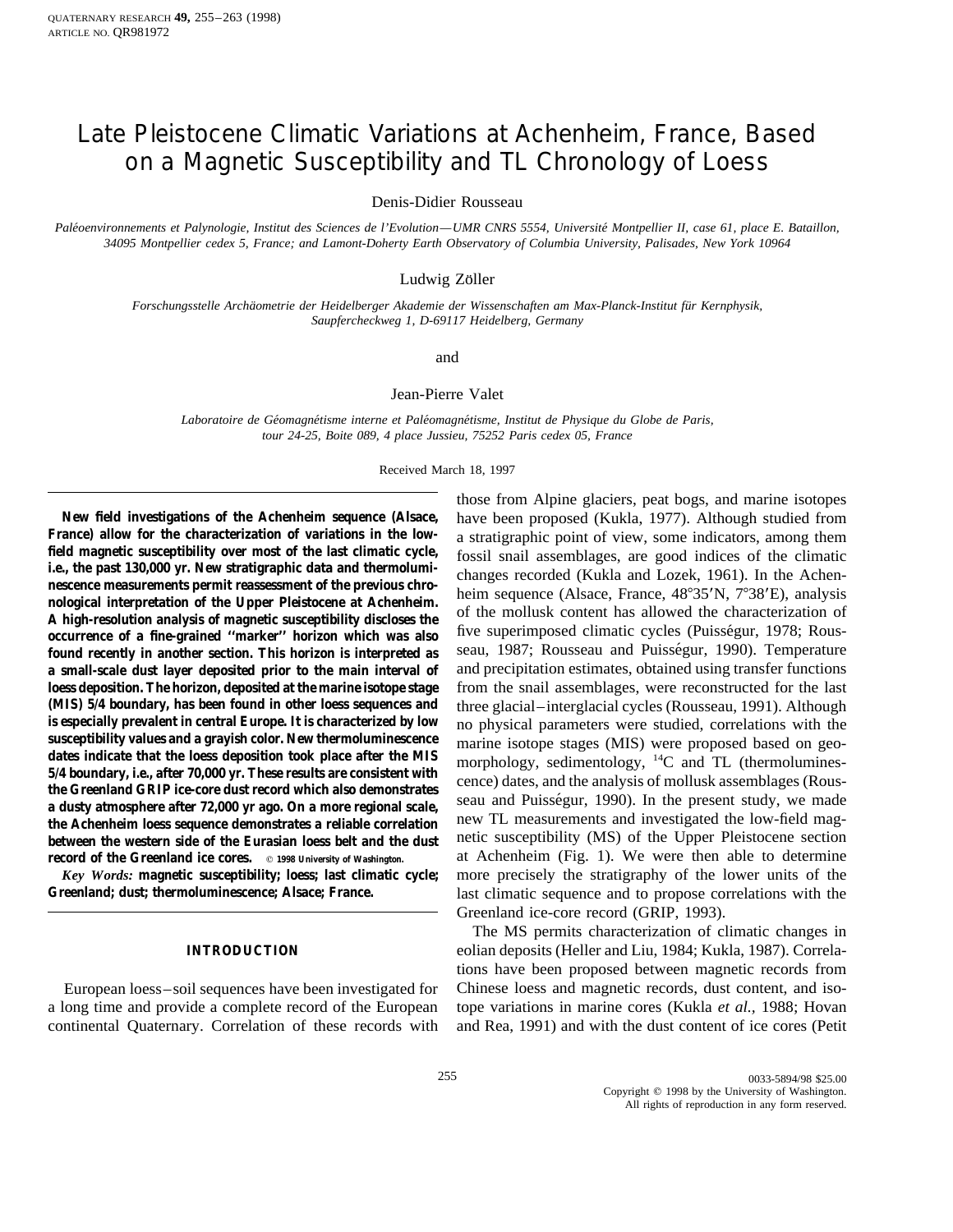# Late Pleistocene Climatic Variations at Achenheim, France, Based on a Magnetic Susceptibility and TL Chronology of Loess

Denis-Didier Rousseau

*Paléoenvironnements et Palynologie, Institut des Sciences de l'Evolution—UMR CNRS 5554, Université Montpellier II, case 61, place E. Bataillon, 34095 Montpellier cedex 5, France; and Lamont-Doherty Earth Observatory of Columbia University, Palisades, New York 10964*

Ludwig Zöller

*Forschungsstelle Archäometrie der Heidelberger Akademie der Wissenschaften am Max-Planck-Institut für Kernphysik, Saupfercheckweg 1, D-69117 Heidelberg, Germany*

and

Jean-Pierre Valet

*Laboratoire de Géomagnétisme interne et Paléomagnétisme, Institut de Physique du Globe de Paris, tour 24-25, Boite 089, 4 place Jussieu, 75252 Paris cedex 05, France*

Received March 18, 1997

**New field investigations of the Achenheim sequence (Alsace, France) allow for the characterization of variations in the low-field magnetic susceptibility over most of the last climatic cycle, i.e., the past 130,000 yr. New stratigraphic data and thermoluminescence measurements permit reassessment of the previous chronological interpretation of the Upper Pleistocene at Achenheim. A high-resolution analysis of magnetic susceptibility discloses the occurrence of a fine-grained "marker" horizon which was also found recently in another section. This horizon is interpreted as a small-scale dust layer deposited prior to the main interval of loess deposition. The horizon, deposited at the marine isotope stage (MIS) 5/4 boundary, has been found in other loess sequences and is especially prevalent in central Europe. It is characterized by low susceptibility values and a grayish color. New thermoluminescence dates indicate that the loess deposition took place after the MIS 5/4 boundary, i.e., after 70,000 yr. These results are consistent with the Greenland GRIP ice-core dust record which also demonstrates a dusty atmosphere after 72,000 yr ago. On a more regional scale, the Achenheim loess sequence demonstrates a reliable correlation between the western side of the Eurasian loess belt and the dust record of the Greenland ice cores.** © 1998 University of Washington.

*Key Words:* **magnetic susceptibility; loess; last climatic cycle; Greenland; dust; thermoluminescence; Alsace; France.**

## INTRODUCTION

European loess–soil sequences have been investigated for a long time and provide a complete record of the European continental Quaternary. Correlation of these records with those from Alpine glaciers, peat bogs, and marine isotopes have been proposed (Kukla, 1977). Although studied from a stratigraphic point of view, some indicators, among them fossil snail assemblages, are good indices of the climatic changes recorded (Kukla and Lozek, 1961). In the Achenheim sequence (Alsace, France, 48°35′N, 7°38′E), analysis of the mollusk content has allowed the characterization of five superimposed climatic cycles (Puisségur, 1978; Rousseau, 1987; Rousseau and Puisségur, 1990). Temperature and precipitation estimates, obtained using transfer functions from the snail assemblages, were reconstructed for the last three glacial–interglacial cycles (Rousseau, 1991). Although no physical parameters were studied, correlations with the marine isotope stages (MIS) were proposed based on geomorphology, sedimentology, $^{14}C$ and TL (thermoluminescence) dates, and the analysis of mollusk assemblages (Rousseau and Puisségur, 1990). In the present study, we made new TL measurements and investigated the low-field magnetic susceptibility (MS) of the Upper Pleistocene section at Achenheim (Fig. 1). We were then able to determine more precisely the stratigraphy of the lower units of the last climatic sequence and to propose correlations with the Greenland ice-core record (GRIP, 1993).

The MS permits characterization of climatic changes in eolian deposits (Heller and Liu, 1984; Kukla, 1987). Correlations have been proposed between magnetic records from Chinese loess and magnetic records, dust content, and isotope variations in marine cores (Kukla *et al.*, 1988; Hovan and Rea, 1991) and with the dust content of ice cores (Petit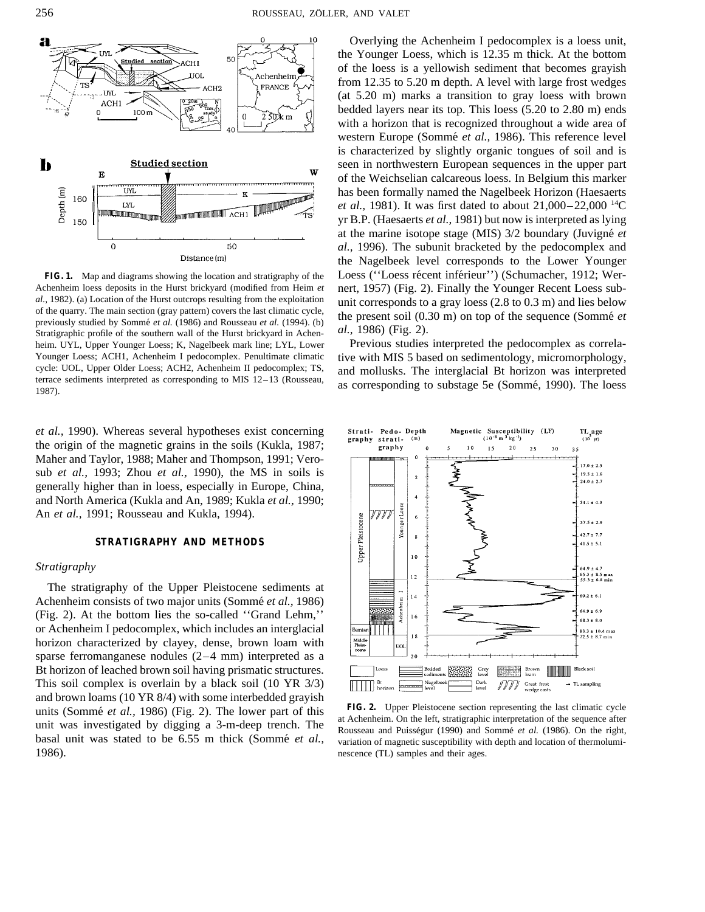**FIG. 1.** Map and diagrams showing the location and stratigraphy of the Achenheim loess deposits in the Hurst brickyard (modified from Heim *et al.*, 1982). (a) Location of the Hurst outcrops resulting from the exploitation of the quarry. The main section (gray pattern) covers the last climatic cycle, previously studied by Sommé *et al.* (1986) and Rousseau *et al.* (1994). (b) Stratigraphic profile of the southern wall of the Hurst brickyard in Achenheim. UYL, Upper Younger Loess; K, Nagelbeek mark line; LYL, Lower Younger Loess; ACH1, Achenheim I pedocomplex. Penultimate climatic cycle: UOL, Upper Older Loess; ACH2, Achenheim II pedocomplex; TS, terrace sediments interpreted as corresponding to MIS 12–13 (Rousseau, 1987).

*et al.*, 1990). Whereas several hypotheses exist concerning the origin of the magnetic grains in the soils (Kukla, 1987; Maher and Taylor, 1988; Maher and Thompson, 1991; Verosub *et al.*, 1993; Zhou *et al.*, 1990), the MS in soils is generally higher than in loess, especially in Europe, China, and North America (Kukla and An, 1989; Kukla *et al.*, 1990; An *et al.*, 1991; Rousseau and Kukla, 1994).

## STRATIGRAPHY AND METHODS

### *Stratigraphy*

The stratigraphy of the Upper Pleistocene sediments at Achenheim consists of two major units (Sommé *et al.*, 1986) (Fig. 2). At the bottom lies the so-called ''Grand Lehm,'' or Achenheim I pedocomplex, which includes an interglacial horizon characterized by clayey, dense, brown loam with sparse ferromanganese nodules (2–4 mm) interpreted as a Bt horizon of leached brown soil having prismatic structures. This soil complex is overlain by a black soil (10 YR 3/3) and brown loams (10 YR 8/4) with some interbedded grayish units (Sommé *et al.*, 1986) (Fig. 2). The lower part of this unit was investigated by digging a 3-m-deep trench. The basal unit was stated to be 6.55 m thick (Sommé *et al.*, 1986).

Overlying the Achenheim I pedocomplex is a loess unit, the Younger Loess, which is 12.35 m thick. At the bottom of the loess is a yellowish sediment that becomes grayish from 12.35 to 5.20 m depth. A level with large frost wedges (at 5.20 m) marks a transition to gray loess with brown bedded layers near its top. This loess (5.20 to 2.80 m) ends with a horizon that is recognized throughout a wide area of western Europe (Sommé *et al.*, 1986). This reference level is characterized by slightly organic tongues of soil and is seen in northwestern European sequences in the upper part of the Weichselian calcareous loess. In Belgium this marker has been formally named the Nagelbeek Horizon (Haesaerts *et al.*, 1981). It was first dated to about 21,000–22,000 $^{14}$C yr B.P. (Haesaerts *et al.*, 1981) but now is interpreted as lying at the marine isotope stage (MIS) 3/2 boundary (Juvigné *et al.*, 1996). The subunit bracketed by the pedocomplex and the Nagelbeek level corresponds to the Lower Younger Loess (''Loess récent inférieur'') (Schumacher, 1912; Wernert, 1957) (Fig. 2). Finally the Younger Recent Loess subunit corresponds to a gray loess (2.8 to 0.3 m) and lies below the present soil (0.30 m) on top of the sequence (Sommé *et al.*, 1986) (Fig. 2).

Previous studies interpreted the pedocomplex as correlative with MIS 5 based on sedimentology, micromorphology, and mollusks. The interglacial Bt horizon was interpreted as corresponding to substage 5e (Sommé, 1990). The loess

**FIG. 2.** Upper Pleistocene section representing the last climatic cycle at Achenheim. On the left, stratigraphic interpretation of the sequence after Rousseau and Puisségur (1990) and Sommé *et al.* (1986). On the right, variation of magnetic susceptibility with depth and location of thermoluminescence (TL) samples and their ages.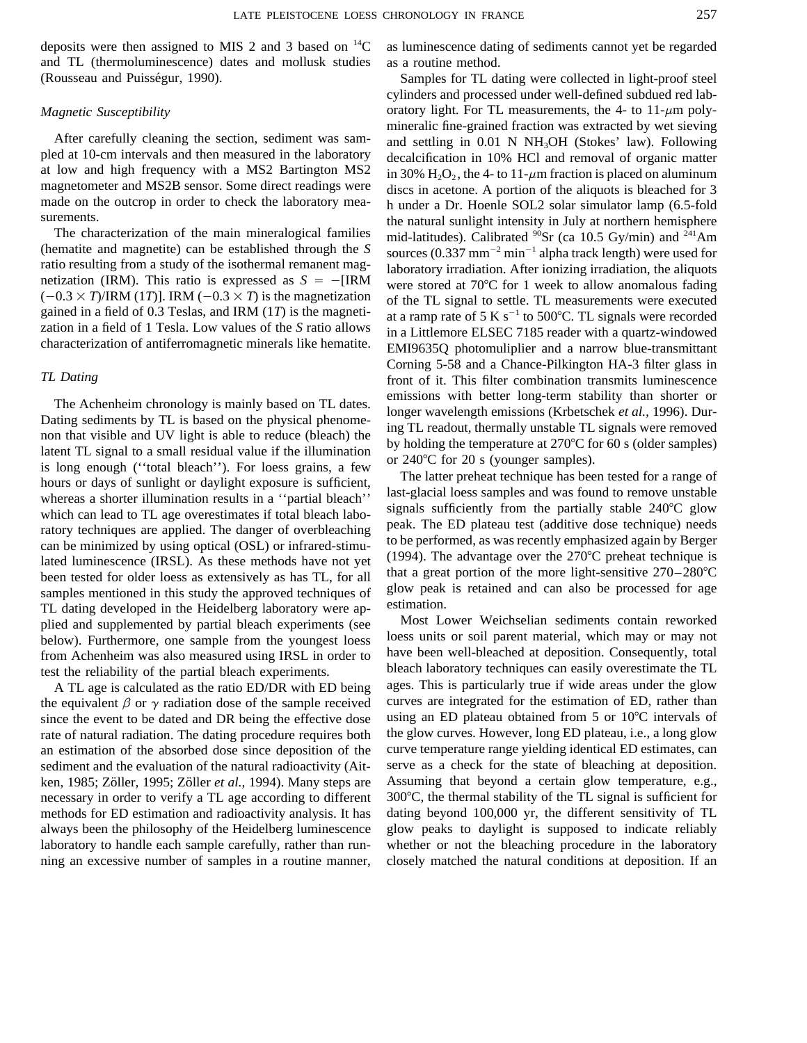deposits were then assigned to MIS 2 and 3 based on $^{14}C$ and TL (thermoluminescence) dates and mollusk studies (Rousseau and Puisségur, 1990).

### *Magnetic Susceptibility*

After carefully cleaning the section, sediment was sampled at 10-cm intervals and then measured in the laboratory at low and high frequency with a MS2 Bartington MS2 magnetometer and MS2B sensor. Some direct readings were made on the outcrop in order to check the laboratory measurements.

The characterization of the main mineralogical families (hematite and magnetite) can be established through the *S* ratio resulting from a study of the isothermal remanent magnetization (IRM). This ratio is expressed as $S = -[\mathrm{IRM}\ (-0.3 \times T)/\mathrm{IRM}\ (1T)]$. IRM $(-0.3 \times T)$ is the magnetization gained in a field of 0.3 Teslas, and IRM $(1T)$ is the magnetization in a field of 1 Tesla. Low values of the *S* ratio allows characterization of antiferromagnetic minerals like hematite.

### *TL Dating*

The Achenheim chronology is mainly based on TL dates. Dating sediments by TL is based on the physical phenomenon that visible and UV light is able to reduce (bleach) the latent TL signal to a small residual value if the illumination is long enough (''total bleach''). For loess grains, a few hours or days of sunlight or daylight exposure is sufficient, whereas a shorter illumination results in a ''partial bleach'' which can lead to TL age overestimates if total bleach laboratory techniques are applied. The danger of overbleaching can be minimized by using optical (OSL) or infrared-stimulated luminescence (IRSL). As these methods have not yet been tested for older loess as extensively as has TL, for all samples mentioned in this study the approved techniques of TL dating developed in the Heidelberg laboratory were applied and supplemented by partial bleach experiments (see below). Furthermore, one sample from the youngest loess from Achenheim was also measured using IRSL in order to test the reliability of the partial bleach experiments.

A TL age is calculated as the ratio ED/DR with ED being the equivalent $\beta$ or $\gamma$ radiation dose of the sample received since the event to be dated and DR being the effective dose rate of natural radiation. The dating procedure requires both an estimation of the absorbed dose since deposition of the sediment and the evaluation of the natural radioactivity (Aitken, 1985; Zöller, 1995; Zöller *et al.*, 1994). Many steps are necessary in order to verify a TL age according to different methods for ED estimation and radioactivity analysis. It has always been the philosophy of the Heidelberg luminescence laboratory to handle each sample carefully, rather than running an excessive number of samples in a routine manner, as luminescence dating of sediments cannot yet be regarded as a routine method.

Samples for TL dating were collected in light-proof steel cylinders and processed under well-defined subdued red laboratory light. For TL measurements, the 4- to 11-$\mu$m polymineralic fine-grained fraction was extracted by wet sieving and settling in 0.01 N $NH_3OH$ (Stokes' law). Following decalcification in 10% HCl and removal of organic matter in 30% $H_2O_2$, the 4- to 11-$\mu$m fraction is placed on aluminum discs in acetone. A portion of the aliquots is bleached for 3 h under a Dr. Hoenle SOL2 solar simulator lamp (6.5-fold the natural sunlight intensity in July at northern hemisphere mid-latitudes). Calibrated $^{90}$Sr (ca 10.5 Gy/min) and $^{241}$Am sources (0.337 $\mathrm{mm}^{-2}\ \mathrm{min}^{-1}$ alpha track length) were used for laboratory irradiation. After ionizing irradiation, the aliquots were stored at 70°C for 1 week to allow anomalous fading of the TL signal to settle. TL measurements were executed at a ramp rate of 5 K $\mathrm{s}^{-1}$ to 500°C. TL signals were recorded in a Littlemore ELSEC 7185 reader with a quartz-windowed EMI9635Q photomuliplier and a narrow blue-transmittant Corning 5-58 and a Chance-Pilkington HA-3 filter glass in front of it. This filter combination transmits luminescence emissions with better long-term stability than shorter or longer wavelength emissions (Krbetschek *et al.*, 1996). During TL readout, thermally unstable TL signals were removed by holding the temperature at 270°C for 60 s (older samples) or 240°C for 20 s (younger samples).

The latter preheat technique has been tested for a range of last-glacial loess samples and was found to remove unstable signals sufficiently from the partially stable 240°C glow peak. The ED plateau test (additive dose technique) needs to be performed, as was recently emphasized again by Berger (1994). The advantage over the 270°C preheat technique is that a great portion of the more light-sensitive 270–280°C glow peak is retained and can also be processed for age estimation.

Most Lower Weichselian sediments contain reworked loess units or soil parent material, which may or may not have been well-bleached at deposition. Consequently, total bleach laboratory techniques can easily overestimate the TL ages. This is particularly true if wide areas under the glow curves are integrated for the estimation of ED, rather than using an ED plateau obtained from 5 or 10°C intervals of the glow curves. However, long ED plateau, i.e., a long glow curve temperature range yielding identical ED estimates, can serve as a check for the state of bleaching at deposition. Assuming that beyond a certain glow temperature, e.g., 300°C, the thermal stability of the TL signal is sufficient for dating beyond 100,000 yr, the different sensitivity of TL glow peaks to daylight is supposed to indicate reliably whether or not the bleaching procedure in the laboratory closely matched the natural conditions at deposition. If an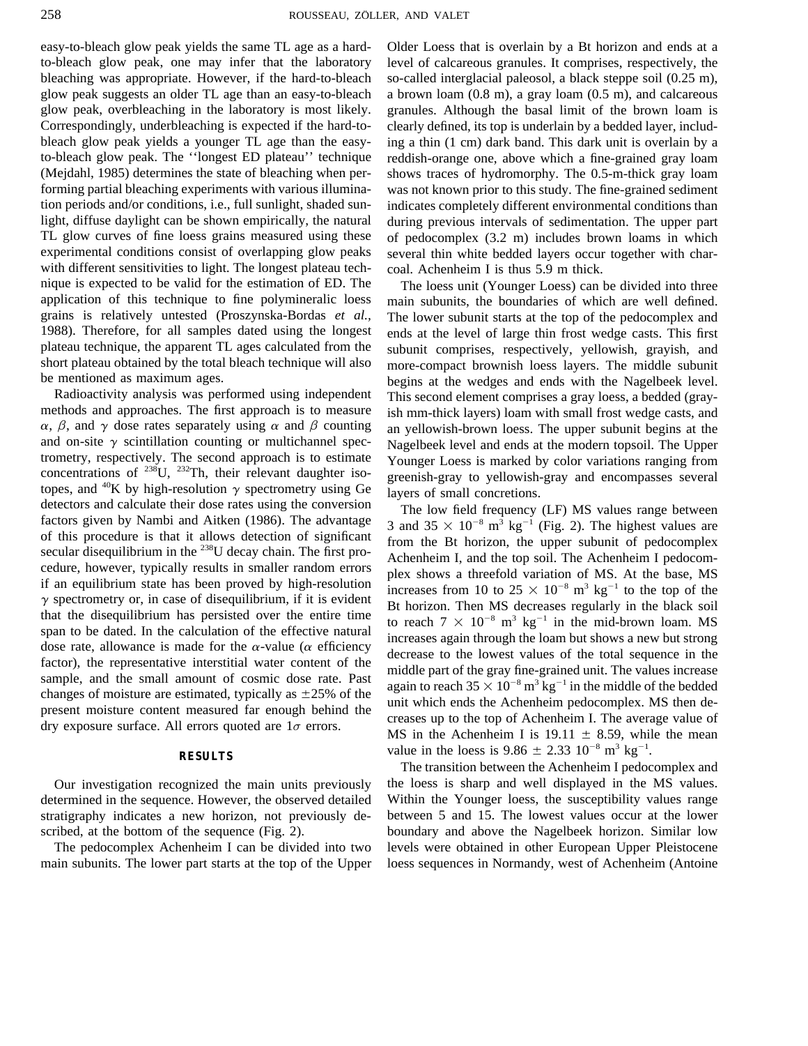easy-to-bleach glow peak yields the same TL age as a hard-to-bleach glow peak, one may infer that the laboratory bleaching was appropriate. However, if the hard-to-bleach glow peak suggests an older TL age than an easy-to-bleach glow peak, overbleaching in the laboratory is most likely. Correspondingly, underbleaching is expected if the hard-to-bleach glow peak yields a younger TL age than the easy-to-bleach glow peak. The ''longest ED plateau'' technique (Mejdahl, 1985) determines the state of bleaching when performing partial bleaching experiments with various illumination periods and/or conditions, i.e., full sunlight, shaded sunlight, diffuse daylight can be shown empirically, the natural TL glow curves of fine loess grains measured using these experimental conditions consist of overlapping glow peaks with different sensitivities to light. The longest plateau technique is expected to be valid for the estimation of ED. The application of this technique to fine polymineralic loess grains is relatively untested (Proszynska-Bordas *et al.,* 1988). Therefore, for all samples dated using the longest plateau technique, the apparent TL ages calculated from the short plateau obtained by the total bleach technique will also be mentioned as maximum ages.

Radioactivity analysis was performed using independent methods and approaches. The first approach is to measure $\alpha$, $\beta$, and $\gamma$ dose rates separately using $\alpha$ and $\beta$ counting and on-site $\gamma$ scintillation counting or multichannel spectrometry, respectively. The second approach is to estimate concentrations of $^{238}U$, $^{232}Th$, their relevant daughter isotopes, and $^{40}K$ by high-resolution $\gamma$ spectrometry using Ge detectors and calculate their dose rates using the conversion factors given by Nambi and Aitken (1986). The advantage of this procedure is that it allows detection of significant secular disequilibrium in the $^{238}U$ decay chain. The first procedure, however, typically results in smaller random errors if an equilibrium state has been proved by high-resolution $\gamma$ spectrometry or, in case of disequilibrium, if it is evident that the disequilibrium has persisted over the entire time span to be dated. In the calculation of the effective natural dose rate, allowance is made for the $\alpha$-value ($\alpha$ efficiency factor), the representative interstitial water content of the sample, and the small amount of cosmic dose rate. Past changes of moisture are estimated, typically as $\pm 25\%$ of the present moisture content measured far enough behind the dry exposure surface. All errors quoted are $1\sigma$ errors.

## RESULTS

Our investigation recognized the main units previously determined in the sequence. However, the observed detailed stratigraphy indicates a new horizon, not previously described, at the bottom of the sequence (Fig. 2).

The pedocomplex Achenheim I can be divided into two main subunits. The lower part starts at the top of the Upper Older Loess that is overlain by a Bt horizon and ends at a level of calcareous granules. It comprises, respectively, the so-called interglacial paleosol, a black steppe soil (0.25 m), a brown loam (0.8 m), a gray loam (0.5 m), and calcareous granules. Although the basal limit of the brown loam is clearly defined, its top is underlain by a bedded layer, including a thin (1 cm) dark band. This dark unit is overlain by a reddish-orange one, above which a fine-grained gray loam shows traces of hydromorphy. The 0.5-m-thick gray loam was not known prior to this study. The fine-grained sediment indicates completely different environmental conditions than during previous intervals of sedimentation. The upper part of pedocomplex (3.2 m) includes brown loams in which several thin white bedded layers occur together with charcoal. Achenheim I is thus 5.9 m thick.

The loess unit (Younger Loess) can be divided into three main subunits, the boundaries of which are well defined. The lower subunit starts at the top of the pedocomplex and ends at the level of large thin frost wedge casts. This first subunit comprises, respectively, yellowish, grayish, and more-compact brownish loess layers. The middle subunit begins at the wedges and ends with the Nagelbeek level. This second element comprises a gray loess, a bedded (grayish mm-thick layers) loam with small frost wedge casts, and an yellowish-brown loess. The upper subunit begins at the Nagelbeek level and ends at the modern topsoil. The Upper Younger Loess is marked by color variations ranging from greenish-gray to yellowish-gray and encompasses several layers of small concretions.

The low field frequency (LF) MS values range between 3 and $35 \times 10^{-8}$ m$^3$ kg$^{-1}$ (Fig. 2). The highest values are from the Bt horizon, the upper subunit of pedocomplex Achenheim I, and the top soil. The Achenheim I pedocomplex shows a threefold variation of MS. At the base, MS increases from 10 to $25 \times 10^{-8}$ m$^3$ kg$^{-1}$ to the top of the Bt horizon. Then MS decreases regularly in the black soil to reach $7 \times 10^{-8}$ m$^3$ kg$^{-1}$ in the mid-brown loam. MS increases again through the loam but shows a new but strong decrease to the lowest values of the total sequence in the middle part of the gray fine-grained unit. The values increase again to reach $35 \times 10^{-8}$ m$^3$ kg$^{-1}$ in the middle of the bedded unit which ends the Achenheim pedocomplex. MS then decreases up to the top of Achenheim I. The average value of MS in the Achenheim I is $19.11 \pm 8.59$, while the mean value in the loess is $9.86 \pm 2.33$ $10^{-8}$ m$^3$ kg$^{-1}$.

The transition between the Achenheim I pedocomplex and the loess is sharp and well displayed in the MS values. Within the Younger loess, the susceptibility values range between 5 and 15. The lowest values occur at the lower boundary and above the Nagelbeek horizon. Similar low levels were obtained in other European Upper Pleistocene loess sequences in Normandy, west of Achenheim (Antoine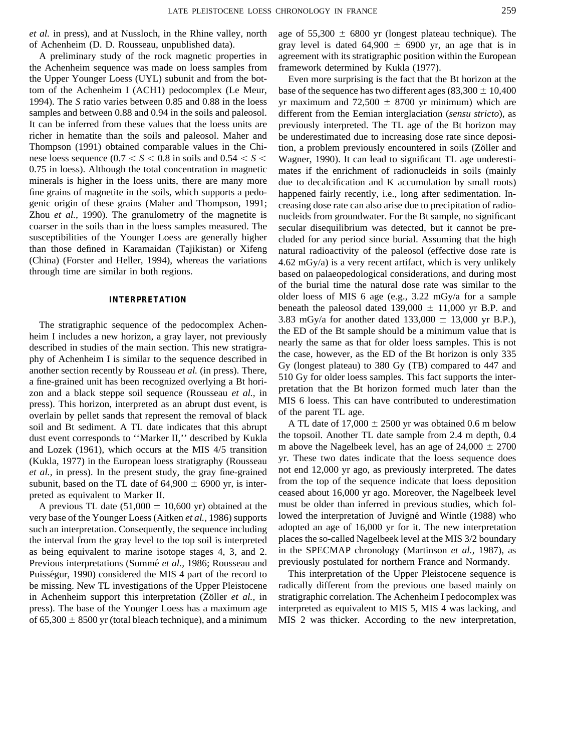*et al.* in press), and at Nussloch, in the Rhine valley, north of Achenheim (D. D. Rousseau, unpublished data).

A preliminary study of the rock magnetic properties in the Achenheim sequence was made on loess samples from the Upper Younger Loess (UYL) subunit and from the bottom of the Achenheim I (ACH1) pedocomplex (Le Meur, 1994). The *S* ratio varies between 0.85 and 0.88 in the loess samples and between 0.88 and 0.94 in the soils and paleosol. It can be inferred from these values that the loess units are richer in hematite than the soils and paleosol. Maher and Thompson (1991) obtained comparable values in the Chinese loess sequence ($0.7 < S < 0.8$ in soils and $0.54 < S < 0.75$ in loess). Although the total concentration in magnetic minerals is higher in the loess units, there are many more fine grains of magnetite in the soils, which supports a pedogenic origin of these grains (Maher and Thompson, 1991; Zhou *et al.,* 1990). The granulometry of the magnetite is coarser in the soils than in the loess samples measured. The susceptibilities of the Younger Loess are generally higher than those defined in Karamaidan (Tajikistan) or Xifeng (China) (Forster and Heller, 1994), whereas the variations through time are similar in both regions.

## INTERPRETATION

The stratigraphic sequence of the pedocomplex Achenheim I includes a new horizon, a gray layer, not previously described in studies of the main section. This new stratigraphy of Achenheim I is similar to the sequence described in another section recently by Rousseau *et al.* (in press). There, a fine-grained unit has been recognized overlying a Bt horizon and a black steppe soil sequence (Rousseau *et al.,* in press). This horizon, interpreted as an abrupt dust event, is overlain by pellet sands that represent the removal of black soil and Bt sediment. A TL date indicates that this abrupt dust event corresponds to ''Marker II,'' described by Kukla and Lozek (1961), which occurs at the MIS 4/5 transition (Kukla, 1977) in the European loess stratigraphy (Rousseau *et al.,* in press). In the present study, the gray fine-grained subunit, based on the TL date of 64,900 ± 6900 yr, is interpreted as equivalent to Marker II.

A previous TL date (51,000 ± 10,600 yr) obtained at the very base of the Younger Loess (Aitken *et al.,* 1986) supports such an interpretation. Consequently, the sequence including the interval from the gray level to the top soil is interpreted as being equivalent to marine isotope stages 4, 3, and 2. Previous interpretations (Sommé *et al.,* 1986; Rousseau and Puisségur, 1990) considered the MIS 4 part of the record to be missing. New TL investigations of the Upper Pleistocene in Achenheim support this interpretation (Zöller *et al.,* in press). The base of the Younger Loess has a maximum age of 65,300 ± 8500 yr (total bleach technique), and a minimum age of 55,300 ± 6800 yr (longest plateau technique). The gray level is dated 64,900 ± 6900 yr, an age that is in agreement with its stratigraphic position within the European framework determined by Kukla (1977).

Even more surprising is the fact that the Bt horizon at the base of the sequence has two different ages (83,300 ± 10,400 yr maximum and 72,500 ± 8700 yr minimum) which are different from the Eemian interglaciation (*sensu stricto*), as previously interpreted. The TL age of the Bt horizon may be underestimated due to increasing dose rate since deposition, a problem previously encountered in soils (Zöller and Wagner, 1990). It can lead to significant TL age underestimates if the enrichment of radionucleids in soils (mainly due to decalcification and K accumulation by small roots) happened fairly recently, i.e., long after sedimentation. Increasing dose rate can also arise due to precipitation of radionucleids from groundwater. For the Bt sample, no significant secular disequilibrium was detected, but it cannot be precluded for any period since burial. Assuming that the high natural radioactivity of the paleosol (effective dose rate is 4.62 mGy/a) is a very recent artifact, which is very unlikely based on palaeopedological considerations, and during most of the burial time the natural dose rate was similar to the older loess of MIS 6 age (e.g., 3.22 mGy/a for a sample beneath the paleosol dated 139,000 ± 11,000 yr B.P. and 3.83 mGy/a for another dated 133,000 ± 13,000 yr B.P.), the ED of the Bt sample should be a minimum value that is nearly the same as that for older loess samples. This is not the case, however, as the ED of the Bt horizon is only 335 Gy (longest plateau) to 380 Gy (TB) compared to 447 and 510 Gy for older loess samples. This fact supports the interpretation that the Bt horizon formed much later than the MIS 6 loess. This can have contributed to underestimation of the parent TL age.

A TL date of 17,000 ± 2500 yr was obtained 0.6 m below the topsoil. Another TL date sample from 2.4 m depth, 0.4 m above the Nagelbeek level, has an age of 24,000 ± 2700 yr. These two dates indicate that the loess sequence does not end 12,000 yr ago, as previously interpreted. The dates from the top of the sequence indicate that loess deposition ceased about 16,000 yr ago. Moreover, the Nagelbeek level must be older than inferred in previous studies, which followed the interpretation of Juvigné and Wintle (1988) who adopted an age of 16,000 yr for it. The new interpretation places the so-called Nagelbeek level at the MIS 3/2 boundary in the SPECMAP chronology (Martinson *et al.,* 1987), as previously postulated for northern France and Normandy.

This interpretation of the Upper Pleistocene sequence is radically different from the previous one based mainly on stratigraphic correlation. The Achenheim I pedocomplex was interpreted as equivalent to MIS 5, MIS 4 was lacking, and MIS 2 was thicker. According to the new interpretation,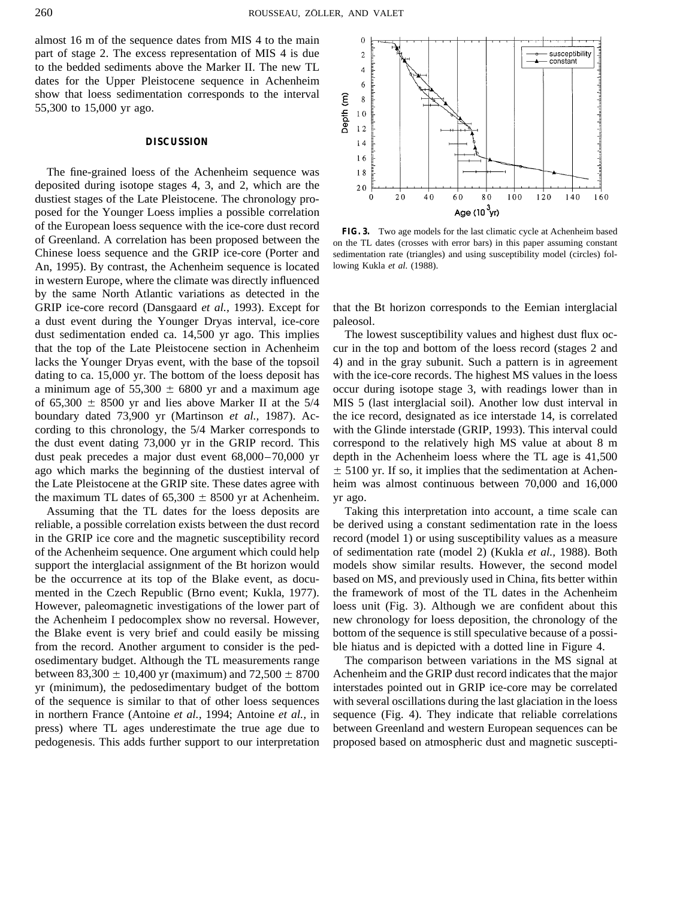almost 16 m of the sequence dates from MIS 4 to the main part of stage 2. The excess representation of MIS 4 is due to the bedded sediments above the Marker II. The new TL dates for the Upper Pleistocene sequence in Achenheim show that loess sedimentation corresponds to the interval 55,300 to 15,000 yr ago.

## DISCUSSION

The fine-grained loess of the Achenheim sequence was deposited during isotope stages 4, 3, and 2, which are the dustiest stages of the Late Pleistocene. The chronology proposed for the Younger Loess implies a possible correlation of the European loess sequence with the ice-core dust record of Greenland. A correlation has been proposed between the Chinese loess sequence and the GRIP ice-core (Porter and An, 1995). By contrast, the Achenheim sequence is located in western Europe, where the climate was directly influenced by the same North Atlantic variations as detected in the GRIP ice-core record (Dansgaard *et al.,* 1993). Except for a dust event during the Younger Dryas interval, ice-core dust sedimentation ended ca. 14,500 yr ago. This implies that the top of the Late Pleistocene section in Achenheim lacks the Younger Dryas event, with the base of the topsoil dating to ca. 15,000 yr. The bottom of the loess deposit has a minimum age of 55,300 ± 6800 yr and a maximum age of 65,300 ± 8500 yr and lies above Marker II at the 5/4 boundary dated 73,900 yr (Martinson *et al.,* 1987). According to this chronology, the 5/4 Marker corresponds to the dust event dating 73,000 yr in the GRIP record. This dust peak precedes a major dust event 68,000–70,000 yr ago which marks the beginning of the dustiest interval of the Late Pleistocene at the GRIP site. These dates agree with the maximum TL dates of 65,300 ± 8500 yr at Achenheim.

Assuming that the TL dates for the loess deposits are reliable, a possible correlation exists between the dust record in the GRIP ice core and the magnetic susceptibility record of the Achenheim sequence. One argument which could help support the interglacial assignment of the Bt horizon would be the occurrence at its top of the Blake event, as documented in the Czech Republic (Brno event; Kukla, 1977). However, paleomagnetic investigations of the lower part of the Achenheim I pedocomplex show no reversal. However, the Blake event is very brief and could easily be missing from the record. Another argument to consider is the pedosedimentary budget. Although the TL measurements range between 83,300 ± 10,400 yr (maximum) and 72,500 ± 8700 yr (minimum), the pedosedimentary budget of the bottom of the sequence is similar to that of other loess sequences in northern France (Antoine *et al.,* 1994; Antoine *et al.,* in press) where TL ages underestimate the true age due to pedogenesis. This adds further support to our interpretation that the Bt horizon corresponds to the Eemian interglacial paleosol.

**FIG. 3.** Two age models for the last climatic cycle at Achenheim based on the TL dates (crosses with error bars) in this paper assuming constant sedimentation rate (triangles) and using susceptibility model (circles) following Kukla *et al.* (1988).

The lowest susceptibility values and highest dust flux occur in the top and bottom of the loess record (stages 2 and 4) and in the gray subunit. Such a pattern is in agreement with the ice-core records. The highest MS values in the loess occur during isotope stage 3, with readings lower than in MIS 5 (last interglacial soil). Another low dust interval in the ice record, designated as ice interstade 14, is correlated with the Glinde interstade (GRIP, 1993). This interval could correspond to the relatively high MS value at about 8 m depth in the Achenheim loess where the TL age is 41,500 ± 5100 yr. If so, it implies that the sedimentation at Achenheim was almost continuous between 70,000 and 16,000 yr ago.

Taking this interpretation into account, a time scale can be derived using a constant sedimentation rate in the loess record (model 1) or using susceptibility values as a measure of sedimentation rate (model 2) (Kukla *et al.,* 1988). Both models show similar results. However, the second model based on MS, and previously used in China, fits better within the framework of most of the TL dates in the Achenheim loess unit (Fig. 3). Although we are confident about this new chronology for loess deposition, the chronology of the bottom of the sequence is still speculative because of a possible hiatus and is depicted with a dotted line in Figure 4.

The comparison between variations in the MS signal at Achenheim and the GRIP dust record indicates that the major interstades pointed out in GRIP ice-core may be correlated with several oscillations during the last glaciation in the loess sequence (Fig. 4). They indicate that reliable correlations between Greenland and western European sequences can be proposed based on atmospheric dust and magnetic suscepti-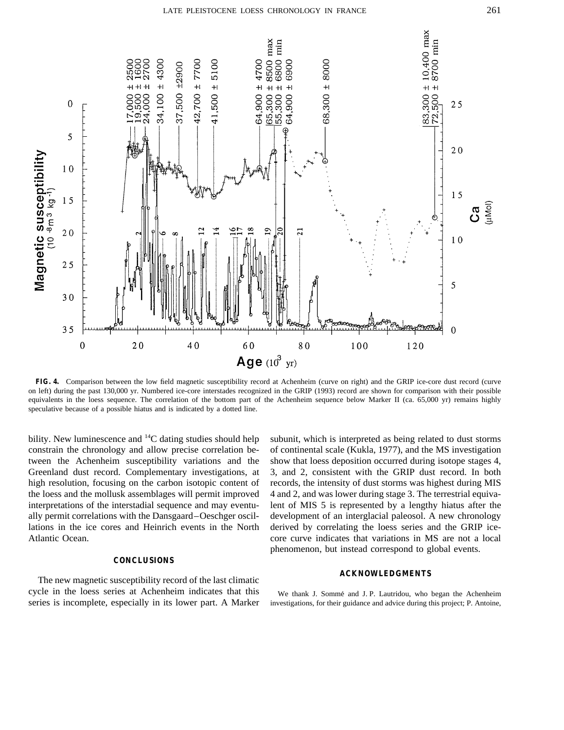**FIG. 4.** Comparison between the low field magnetic susceptibility record at Achenheim (curve on right) and the GRIP ice-core dust record (curve on left) during the past 130,000 yr. Numbered ice-core interstades recognized in the GRIP (1993) record are shown for comparison with their possible equivalents in the loess sequence. The correlation of the bottom part of the Achenheim sequence below Marker II (ca. 65,000 yr) remains highly speculative because of a possible hiatus and is indicated by a dotted line.

bility. New luminescence and $^{14}C$ dating studies should help constrain the chronology and allow precise correlation between the Achenheim susceptibility variations and the Greenland dust record. Complementary investigations, at high resolution, focusing on the carbon isotopic content of the loess and the mollusk assemblages will permit improved interpretations of the interstadial sequence and may eventually permit correlations with the Dansgaard–Oeschger oscillations in the ice cores and Heinrich events in the North Atlantic Ocean.

## CONCLUSIONS

The new magnetic susceptibility record of the last climatic cycle in the loess series at Achenheim indicates that this series is incomplete, especially in its lower part. A Marker subunit, which is interpreted as being related to dust storms of continental scale (Kukla, 1977), and the MS investigation show that loess deposition occurred during isotope stages 4, 3, and 2, consistent with the GRIP dust record. In both records, the intensity of dust storms was highest during MIS 4 and 2, and was lower during stage 3. The terrestrial equivalent of MIS 5 is represented by a lengthy hiatus after the development of an interglacial paleosol. A new chronology derived by correlating the loess series and the GRIP ice-core curve indicates that variations in MS are not a local phenomenon, but instead correspond to global events.

## ACKNOWLEDGMENTS

We thank J. Sommé and J. P. Lautridou, who began the Achenheim investigations, for their guidance and advice during this project; P. Antoine,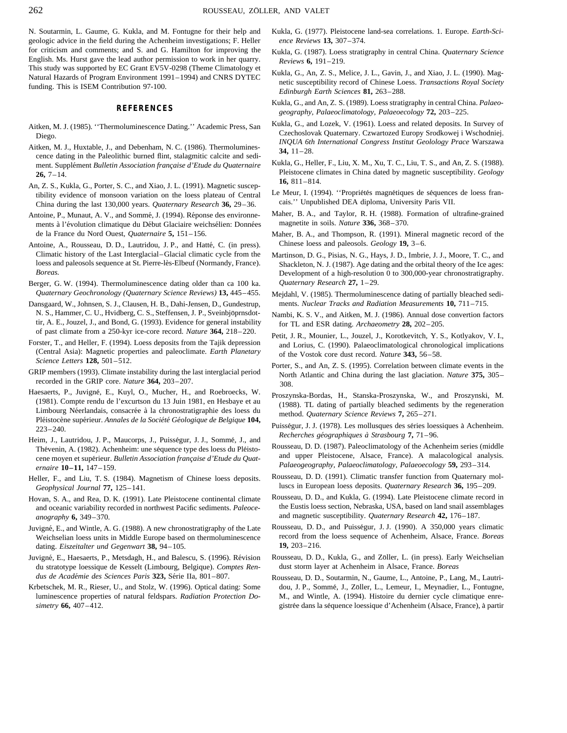N. Soutarmin, L. Gaume, G. Kukla, and M. Fontugne for their help and geologic advice in the field during the Achenheim investigations; F. Heller for criticism and comments; and S. and G. Hamilton for improving the English. Ms. Hurst gave the lead author permission to work in her quarry. This study was supported by EC Grant EV5V-0298 (Theme Climatology et Natural Hazards of Program Environment 1991–1994) and CNRS DYTEC funding. This is ISEM Contribution 97-100.

## REFERENCES

Aitken, M. J. (1985). ''Thermoluminescence Dating.'' Academic Press, San Diego.

Aitken, M. J., Huxtable, J., and Debenham, N. C. (1986). Thermoluminescence dating in the Paleolithic burned flint, stalagmitic calcite and sediment. Supplément *Bulletin Association française d'Etude du Quaternaire* **26,** 7–14.

An, Z. S., Kukla, G., Porter, S. C., and Xiao, J. L. (1991). Magnetic susceptibility evidence of monsoon variation on the loess plateau of Central China during the last 130,000 years. *Quaternary Research* **36,** 29–36.

Antoine, P., Munaut, A. V., and Sommé, J. (1994). Réponse des environnements à l'évolution climatique du Début Glaciaire weichsélien: Données de la France du Nord Ouest, *Quaternaire* **5,** 151–156.

Antoine, A., Rousseau, D. D., Lautridou, J. P., and Hatté, C. (in press). Climatic history of the Last Interglacial–Glacial climatic cycle from the loess and paleosols sequence at St. Pierre-lès-Elbeuf (Normandy, France). *Boreas.*

Berger, G. W. (1994). Thermoluminescence dating older than ca 100 ka. *Quaternary Geochronology (Quaternary Science Reviews)* **13,** 445–455.

Dansgaard, W., Johnsen, S. J., Clausen, H. B., Dahi-Jensen, D., Gundestrup, N. S., Hammer, C. U., Hvidberg, C. S., Steffensen, J. P., Sveinbjöprnsdottir, A. E., Jouzel, J., and Bond, G. (1993). Evidence for general instability of past climate from a 250-kyr ice-core record. *Nature* **364,** 218–220.

Forster, T., and Heller, F. (1994). Loess deposits from the Tajik depression (Central Asia): Magnetic properties and paleoclimate. *Earth Planetary Science Letters* **128,** 501–512.

GRIP members (1993). Climate instability during the last interglacial period recorded in the GRIP core. *Nature* **364,** 203–207.

Haesaerts, P., Juvigné, E., Kuyl, O., Mucher, H., and Roebroecks, W. (1981). Compte rendu de l'excurtson du 13 Juin 1981, en Hesbaye et au Limbourg Néerlandais, consacrée à la chronostratigraphie des loess du Pléistocène supérieur. *Annales de la Société Géologique de Belgique* **104,** 223–240.

Heim, J., Lautridou, J. P., Maucorps, J., Puisségur, J. J., Sommé, J., and Thévenin, A. (1982). Achenheim: une séquence type des loess du Pléistocene moyen et supérieur. *Bulletin Association française d'Etude du Quaternaire* **10–11,** 147–159.

Heller, F., and Liu, T. S. (1984). Magnetism of Chinese loess deposits. *Geophysical Journal* **77,** 125–141.

Hovan, S. A., and Rea, D. K. (1991). Late Pleistocene continental climate and oceanic variability recorded in northwest Pacific sediments. *Paleoceanography* **6,** 349–370.

Juvigné, E., and Wintle, A. G. (1988). A new chronostratigraphy of the Late Weichselian loess units in Middle Europe based on thermoluminescence dating. *Eiszeitalter und Gegenwart* **38,** 94–105.

Juvigné, E., Haesaerts, P., Metsdagh, H., and Balescu, S. (1996). Révision du stratotype loessique de Kesselt (Limbourg, Belgique). *Comptes Rendus de Académie des Sciences Paris* **323,** Série IIa, 801–807.

Krbetschek, M. R., Rieser, U., and Stolz, W. (1996). Optical dating: Some luminescence properties of natural feldspars. *Radiation Protection Dosimetry* **66,** 407–412.

Kukla, G. (1977). Pleistocene land-sea correlations. 1. Europe. *Earth-Science Reviews* **13,** 307–374.

Kukla, G. (1987). Loess stratigraphy in central China. *Quaternary Science Reviews* **6,** 191–219.

Kukla, G., An, Z. S., Melice, J. L., Gavin, J., and Xiao, J. L. (1990). Magnetic susceptibility record of Chinese Loess. *Transactions Royal Society Edinburgh Earth Sciences* **81,** 263–288.

Kukla, G., and An, Z. S. (1989). Loess stratigraphy in central China. *Palaeogeography, Palaeoclimatology, Palaeoecology* **72,** 203–225.

Kukla, G., and Lozek, V. (1961). Loess and related deposits. In Survey of Czechoslovak Quaternary. Czwartozed Europy Srodkowej i Wschodniej. *INQUA 6th International Congress Institut Geolology Prace* Warszawa **34,** 11–28.

Kukla, G., Heller, F., Liu, X. M., Xu, T. C., Liu, T. S., and An, Z. S. (1988). Pleistocene climates in China dated by magnetic susceptibility. *Geology* **16,** 811–814.

Le Meur, I. (1994). ''Propriétés magnétiques de séquences de loess francais.'' Unpublished DEA diploma, University Paris VII.

Maher, B. A., and Taylor, R. H. (1988). Formation of ultrafine-grained magnetite in soils. *Nature* **336,** 368–370.

Maher, B. A., and Thompson, R. (1991). Mineral magnetic record of the Chinese loess and paleosols. *Geology* **19,** 3–6.

Martinson, D. G., Pisias, N. G., Hays, J. D., Imbrie, J. J., Moore, T. C., and Shackleton, N. J. (1987). Age dating and the orbital theory of the Ice ages: Development of a high-resolution 0 to 300,000-year chronostratigraphy. *Quaternary Research* **27,** 1–29.

Mejdahl, V. (1985). Thermoluminescence dating of partially bleached sediments. *Nuclear Tracks and Radiation Measurements* **10,** 711–715.

Nambi, K. S. V., and Aitken, M. J. (1986). Annual dose convertion factors for TL and ESR dating. *Archaeometry* **28,** 202–205.

Petit, J. R., Mounier, L., Jouzel, J., Korotkevitch, Y. S., Kotlyakov, V. I., and Lorius, C. (1990). Palaeoclimatological chronological implications of the Vostok core dust record. *Nature* **343,** 56–58.

Porter, S., and An, Z. S. (1995). Correlation between climate events in the North Atlantic and China during the last glaciation. *Nature* **375,** 305–308.

Proszynska-Bordas, H., Stanska-Proszynska, W., and Proszynski, M. (1988). TL dating of partially bleached sediments by the regeneration method. *Quaternary Science Reviews* **7,** 265–271.

Puisségur, J. J. (1978). Les mollusques des séries loessiques à Achenheim. *Recherches géographiques à Strasbourg* **7,** 71–96.

Rousseau, D. D. (1987). Paleoclimatology of the Achenheim series (middle and upper Pleistocene, Alsace, France). A malacological analysis. *Palaeogeography, Palaeoclimatology, Palaeoecology* **59,** 293–314.

Rousseau, D. D. (1991). Climatic transfer function from Quaternary molluscs in European loess deposits. *Quaternary Research* **36,** 195–209.

Rousseau, D. D., and Kukla, G. (1994). Late Pleistocene climate record in the Eustis loess section, Nebraska, USA, based on land snail assemblages and magnetic susceptibility. *Quaternary Research* **42,** 176–187.

Rousseau, D. D., and Puisségur, J. J. (1990). A 350,000 years climatic record from the loess sequence of Achenheim, Alsace, France. *Boreas* **19,** 203–216.

Rousseau, D. D., Kukla, G., and Zöller, L. (in press). Early Weichselian dust storm layer at Achenheim in Alsace, France. *Boreas*

Rousseau, D. D., Soutarmin, N., Gaume, L., Antoine, P., Lang, M., Lautridou, J. P., Sommé, J., Zöller, L., Lemeur, I., Meynadier, L., Fontugne, M., and Wintle, A. (1994). Histoire du dernier cycle climatique enregistrée dans la séquence loessique d'Achenheim (Alsace, France), à partir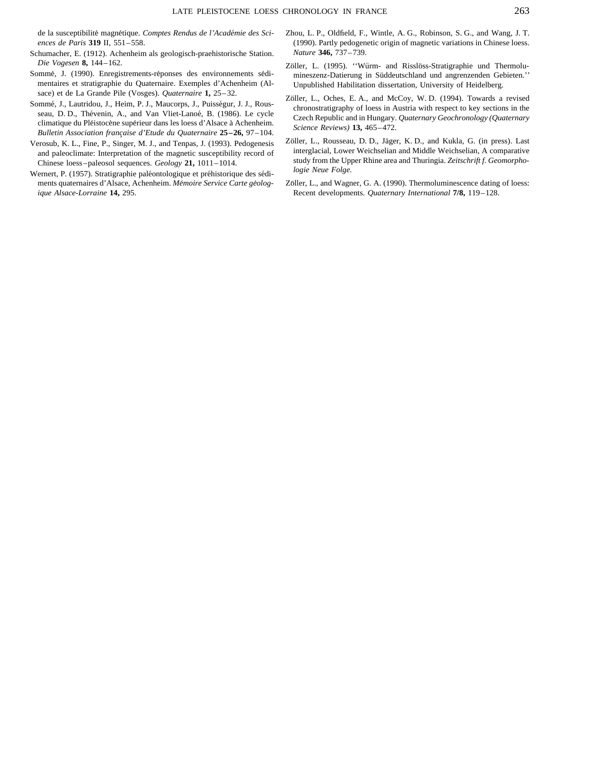de la susceptibilité magnétique. *Comptes Rendus de l'Académie des Sciences de Paris* **319** II, 551–558.

Schumacher, E. (1912). Achenheim als geologisch-praehistorische Station. *Die Vogesen* **8,** 144–162.

Sommé, J. (1990). Enregistrements-réponses des environnements sédimentaires et stratigraphie du Quaternaire. Exemples d'Achenheim (Alsace) et de La Grande Pile (Vosges). *Quaternaire* **1,** 25–32.

Sommé, J., Lautridou, J., Heim, P. J., Maucorps, J., Puisségur, J. J., Rousseau, D. D., Thévenin, A., and Van Vliet-Lanoé, B. (1986). Le cycle climatique du Pléistocène supérieur dans les loess d'Alsace à Achenheim. *Bulletin Association française d'Etude du Quaternaire* **25–26,** 97–104.

Verosub, K. L., Fine, P., Singer, M. J., and Tenpas, J. (1993). Pedogenesis and paleoclimate: Interpretation of the magnetic susceptibility record of Chinese loess–paleosol sequences. *Geology* **21,** 1011–1014.

Wernert, P. (1957). Stratigraphie paléontologique et préhistorique des sédiments quaternaires d'Alsace, Achenheim. *Mémoire Service Carte géologique Alsace-Lorraine* **14,** 295.

Zhou, L. P., Oldfield, F., Wintle, A. G., Robinson, S. G., and Wang, J. T. (1990). Partly pedogenetic origin of magnetic variations in Chinese loess. *Nature* **346,** 737–739.

Zöller, L. (1995). ''Würm- and Risslöss-Stratigraphie und Thermolumineszenz-Datierung in Süddeutschland und angrenzenden Gebieten.'' Unpublished Habilitation dissertation, University of Heidelberg.

Zöller, L., Oches, E. A., and McCoy, W. D. (1994). Towards a revised chronostratigraphy of loess in Austria with respect to key sections in the Czech Republic and in Hungary. *Quaternary Geochronology (Quaternary Science Reviews)* **13,** 465–472.

Zöller, L., Rousseau, D. D., Jäger, K. D., and Kukla, G. (in press). Last interglacial, Lower Weichselian and Middle Weichselian, A comparative study from the Upper Rhine area and Thuringia. *Zeitschrift f. Geomorphologie Neue Folge.*

Zöller, L., and Wagner, G. A. (1990). Thermoluminescence dating of loess: Recent developments. *Quaternary International* **7/8,** 119–128.